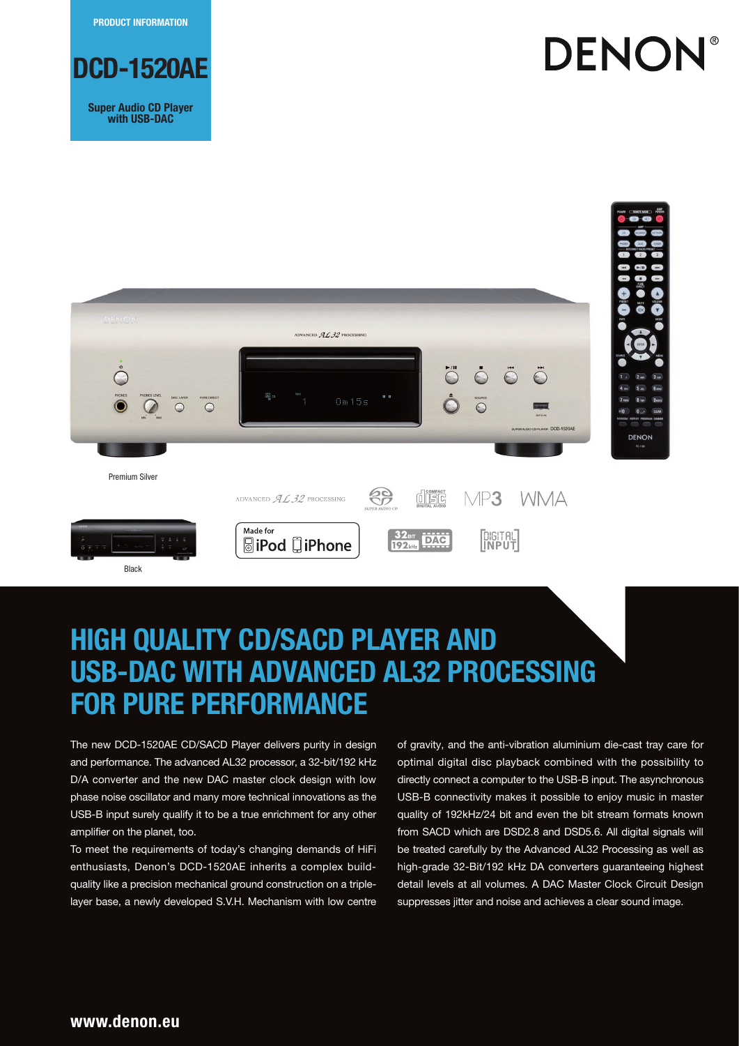PRODUCT INFORMATION

# DCD-1520AE

**Super Audio CD Player with USB-DAC**

DENON®

Premium Silver

Black

## HIGH QUALITY CD/SACD PLAYER AND USB-DAC WITH ADVANCED AL32 PROCESSING FOR PURE PERFORMANCE

The new DCD-1520AE CD/SACD Player delivers purity in design and performance. The advanced AL32 processor, a 32-bit/192 kHz D/A converter and the new DAC master clock design with low phase noise oscillator and many more technical innovations as the USB-B input surely qualify it to be a true enrichment for any other amplifier on the planet, too.

To meet the requirements of today's changing demands of HiFi enthusiasts, Denon's DCD-1520AE inherits a complex build-quality like a precision mechanical ground construction on a triple-layer base, a newly developed S.V.H. Mechanism with low centre of gravity, and the anti-vibration aluminium die-cast tray care for optimal digital disc playback combined with the possibility to directly connect a computer to the USB-B input. The asynchronous USB-B connectivity makes it possible to enjoy music in master quality of 192kHz/24 bit and even the bit stream formats known from SACD which are DSD2.8 and DSD5.6. All digital signals will be treated carefully by the Advanced AL32 Processing as well as high-grade 32-Bit/192 kHz DA converters guaranteeing highest detail levels at all volumes. A DAC Master Clock Circuit Design suppresses jitter and noise and achieves a clear sound image.

**www.denon.eu**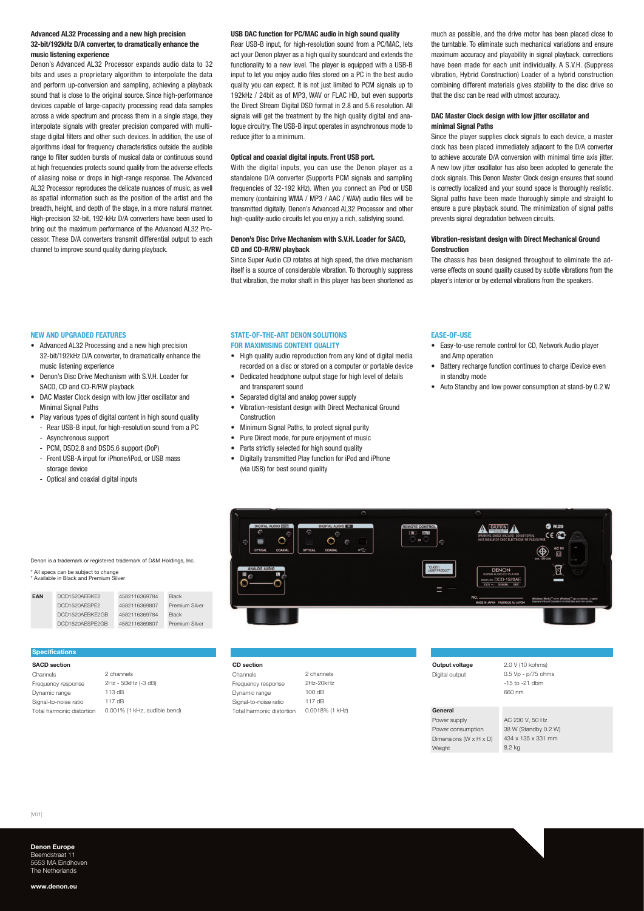### Advanced AL32 Processing and a new high precision 32-bit/192kHz D/A converter, to dramatically enhance the music listening experience

Denon's Advanced AL32 Processor expands audio data to 32 bits and uses a proprietary algorithm to interpolate the data and perform up-conversion and sampling, achieving a playback sound that is close to the original source. Since high-performance devices capable of large-capacity processing read data samples across a wide spectrum and process them in a single stage, they interpolate signals with greater precision compared with multi-stage digital filters and other such devices. In addition, the use of algorithms ideal for frequency characteristics outside the audible range to filter sudden bursts of musical data or continuous sound at high frequencies protects sound quality from the adverse effects of aliasing noise or drops in high-range response. The Advanced AL32 Processor reproduces the delicate nuances of music, as well as spatial information such as the position of the artist and the breadth, height, and depth of the stage, in a more natural manner. High-precision 32-bit, 192-kHz D/A converters have been used to bring out the maximum performance of the Advanced AL32 Processor. These D/A converters transmit differential output to each channel to improve sound quality during playback.

### USB DAC function for PC/MAC audio in high sound quality

Rear USB-B input, for high-resolution sound from a PC/MAC, lets act your Denon player as a high quality soundcard and extends the functionality to a new level. The player is equipped with a USB-B input to let you enjoy audio files stored on a PC in the best audio quality you can expect. It is not just limited to PCM signals up to 192kHz / 24bit as of MP3, WAV or FLAC HD, but even supports the Direct Stream Digital DSD format in 2.8 and 5.6 resolution. All signals will get the treatment by the high quality digital and analogue circuitry. The USB-B input operates in asynchronous mode to reduce jitter to a minimum.

### Optical and coaxial digital inputs. Front USB port.

With the digital inputs, you can use the Denon player as a standalone D/A converter (Supports PCM signals and sampling frequencies of 32-192 kHz). When you connect an iPod or USB memory (containing WMA / MP3 / AAC / WAV) audio files will be transmitted digitally. Denon's Advanced AL32 Processor and other high-quality-audio circuits let you enjoy a rich, satisfying sound.

### Denon's Disc Drive Mechanism with S.V.H. Loader for SACD, CD and CD-R/RW playback

Since Super Audio CD rotates at high speed, the drive mechanism itself is a source of considerable vibration. To thoroughly suppress that vibration, the motor shaft in this player has been shortened as much as possible, and the drive motor has been placed close to the turntable. To eliminate such mechanical variations and ensure maximum accuracy and playability in signal playback, corrections have been made for each unit individually. A S.V.H. (Suppress vibration, Hybrid Construction) Loader of a hybrid construction combining different materials gives stability to the disc drive so that the disc can be read with utmost accuracy.

### DAC Master Clock design with low jitter oscillator and minimal Signal Paths

Since the player supplies clock signals to each device, a master clock has been placed immediately adjacent to the D/A converter to achieve accurate D/A conversion with minimal time axis jitter. A new low jitter oscillator has also been adopted to generate the clock signals. This Denon Master Clock design ensures that sound is correctly localized and your sound space is thoroughly realistic. Signal paths have been made thoroughly simple and straight to ensure a pure playback sound. The minimization of signal paths prevents signal degradation between circuits.

### Vibration-resistant design with Direct Mechanical Ground Construction

The chassis has been designed throughout to eliminate the adverse effects on sound quality caused by subtle vibrations from the player's interior or by external vibrations from the speakers.

### NEW AND UPGRADED FEATURES

- Advanced AL32 Processing and a new high precision 32-bit/192kHz D/A converter, to dramatically enhance the music listening experience
- Denon's Disc Drive Mechanism with S.V.H. Loader for SACD, CD and CD-R/RW playback
- DAC Master Clock design with low jitter oscillator and Minimal Signal Paths
- Play various types of digital content in high sound quality
  - Rear USB-B input, for high-resolution sound from a PC
  - Asynchronous support
  - PCM, DSD2.8 and DSD5.6 support (DoP)
  - Front USB-A input for iPhone/iPod, or USB mass storage device
  - Optical and coaxial digital inputs

### STATE-OF-THE-ART DENON SOLUTIONS FOR MAXIMISING CONTENT QUALITY

- High quality audio reproduction from any kind of digital media recorded on a disc or stored on a computer or portable device
- Dedicated headphone output stage for high level of details and transparent sound
- Separated digital and analog power supply
- Vibration-resistant design with Direct Mechanical Ground Construction
- Minimum Signal Paths, to protect signal purity
- Pure Direct mode, for pure enjoyment of music
- Parts strictly selected for high sound quality
- Digitally transmitted Play function for iPod and iPhone (via USB) for best sound quality

### EASE-OF-USE

- Easy-to-use remote control for CD, Network Audio player and Amp operation
- Battery recharge function continues to charge iDevice even in standby mode
- Auto Standby and low power consumption at stand-by 0.2 W

Denon is a trademark or registered trademark of D&M Holdings, Inc.

* All specs can be subject to change
* Available in Black and Premium Silver

| EAN | | | |
|---|---|---|---|
| | DCD1520AEBKE2 | 4582116369784 | Black |
| | DCD1520AESPE2 | 4582116369807 | Premium Silver |
| | DCD1520AEBKE2GB | 4582116369784 | Black |
| | DCD1520AESPE2GB | 4582116369807 | Premium Silver |

## Specifications

**SACD section**

| | |
|---|---|
| Channels | 2 channels |
| Frequency response | 2Hz - 50kHz (-3 dB) |
| Dynamic range | 113 dB |
| Signal-to-noise ratio | 117 dB |
| Total harmonic distortion | 0.001% (1 kHz, audible bend) |

**CD section**

| | |
|---|---|
| Channels | 2 channels |
| Frequency response | 2Hz-20kHz |
| Dynamic range | 100 dB |
| Signal-to-noise ratio | 117 dB |
| Total harmonic distortion | 0.0018% (1 kHz) |

| | |
|---|---|
| **Output voltage** | 2.0 V (10 kohms) |
| Digital output | 0.5 Vp - p/75 ohms |
| | -15 to -21 dbm |
| | 660 nm |

**General**

| | |
|---|---|
| Power supply | AC 230 V, 50 Hz |
| Power consumption | 38 W (Standby 0.2 W) |
| Dimensions (W x H x D) | 434 x 135 x 331 mm |
| Weight | 8.2 kg |

|V01|

**Denon Europe**
Beemdstraat 11
5653 MA Eindhoven
The Netherlands

**www.denon.eu**